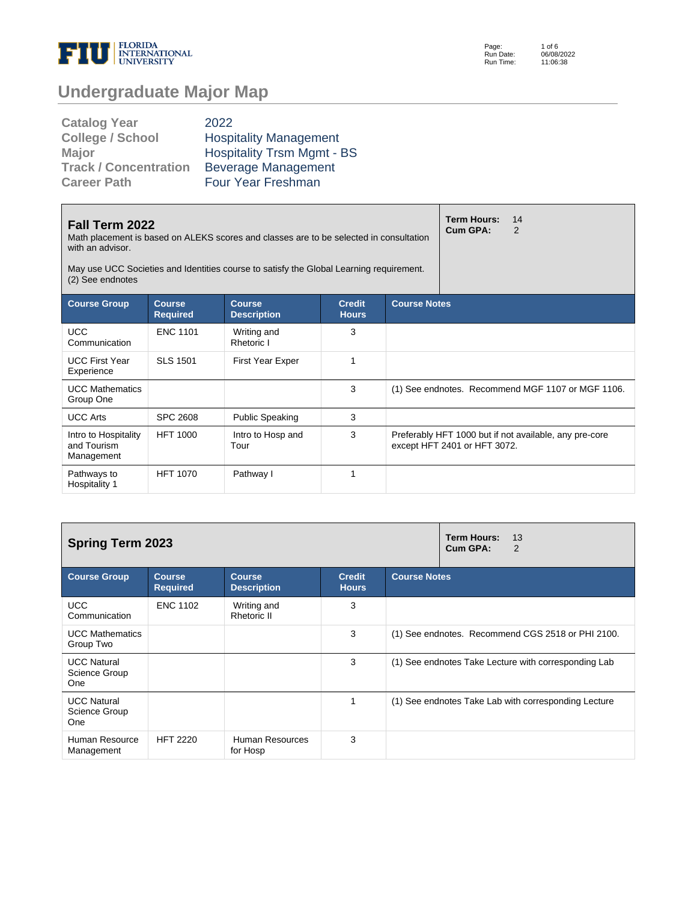# Undergraduate Major Map

| | |
|---|---|
| **Catalog Year** | 2022 |
| **College / School** | Hospitality Management |
| **Major** | Hospitality Trsm Mgmt - BS |
| **Track / Concentration** | Beverage Management |
| **Career Path** | Four Year Freshman |

## Fall Term 2022

Math placement is based on ALEKS scores and classes are to be selected in consultation with an advisor.

May use UCC Societies and Identities course to satisfy the Global Learning requirement. (2) See endnotes

**Term Hours:** 14
**Cum GPA:** 2

| Course Group | Course Required | Course Description | Credit Hours | Course Notes |
|---|---|---|---|---|
| UCC Communication | ENC 1101 | Writing and Rhetoric I | 3 | |
| UCC First Year Experience | SLS 1501 | First Year Exper | 1 | |
| UCC Mathematics Group One | | | 3 | (1) See endnotes. Recommend MGF 1107 or MGF 1106. |
| UCC Arts | SPC 2608 | Public Speaking | 3 | |
| Intro to Hospitality and Tourism Management | HFT 1000 | Intro to Hosp and Tour | 3 | Preferably HFT 1000 but if not available, any pre-core except HFT 2401 or HFT 3072. |
| Pathways to Hospitality 1 | HFT 1070 | Pathway I | 1 | |

## Spring Term 2023

**Term Hours:** 13
**Cum GPA:** 2

| Course Group | Course Required | Course Description | Credit Hours | Course Notes |
|---|---|---|---|---|
| UCC Communication | ENC 1102 | Writing and Rhetoric II | 3 | |
| UCC Mathematics Group Two | | | 3 | (1) See endnotes. Recommend CGS 2518 or PHI 2100. |
| UCC Natural Science Group One | | | 3 | (1) See endnotes Take Lecture with corresponding Lab |
| UCC Natural Science Group One | | | 1 | (1) See endnotes Take Lab with corresponding Lecture |
| Human Resource Management | HFT 2220 | Human Resources for Hosp | 3 | |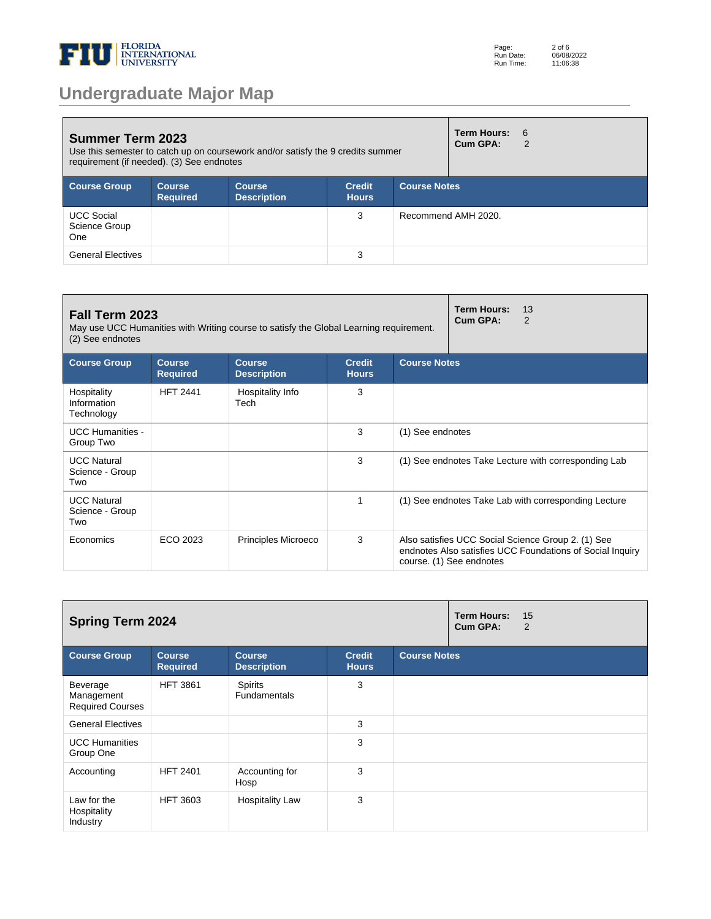# Undergraduate Major Map

## Summer Term 2023

Use this semester to catch up on coursework and/or satisfy the 9 credits summer requirement (if needed). (3) See endnotes

**Term Hours:** 6
**Cum GPA:** 2

| Course Group | Course Required | Course Description | Credit Hours | Course Notes |
|---|---|---|---|---|
| UCC Social Science Group One | | | 3 | Recommend AMH 2020. |
| General Electives | | | 3 | |

## Fall Term 2023

May use UCC Humanities with Writing course to satisfy the Global Learning requirement. (2) See endnotes

**Term Hours:** 13
**Cum GPA:** 2

| Course Group | Course Required | Course Description | Credit Hours | Course Notes |
|---|---|---|---|---|
| Hospitality Information Technology | HFT 2441 | Hospitality Info Tech | 3 | |
| UCC Humanities - Group Two | | | 3 | (1) See endnotes |
| UCC Natural Science - Group Two | | | 3 | (1) See endnotes Take Lecture with corresponding Lab |
| UCC Natural Science - Group Two | | | 1 | (1) See endnotes Take Lab with corresponding Lecture |
| Economics | ECO 2023 | Principles Microeco | 3 | Also satisfies UCC Social Science Group 2. (1) See endnotes Also satisfies UCC Foundations of Social Inquiry course. (1) See endnotes |

## Spring Term 2024

**Term Hours:** 15
**Cum GPA:** 2

| Course Group | Course Required | Course Description | Credit Hours | Course Notes |
|---|---|---|---|---|
| Beverage Management Required Courses | HFT 3861 | Spirits Fundamentals | 3 | |
| General Electives | | | 3 | |
| UCC Humanities Group One | | | 3 | |
| Accounting | HFT 2401 | Accounting for Hosp | 3 | |
| Law for the Hospitality Industry | HFT 3603 | Hospitality Law | 3 | |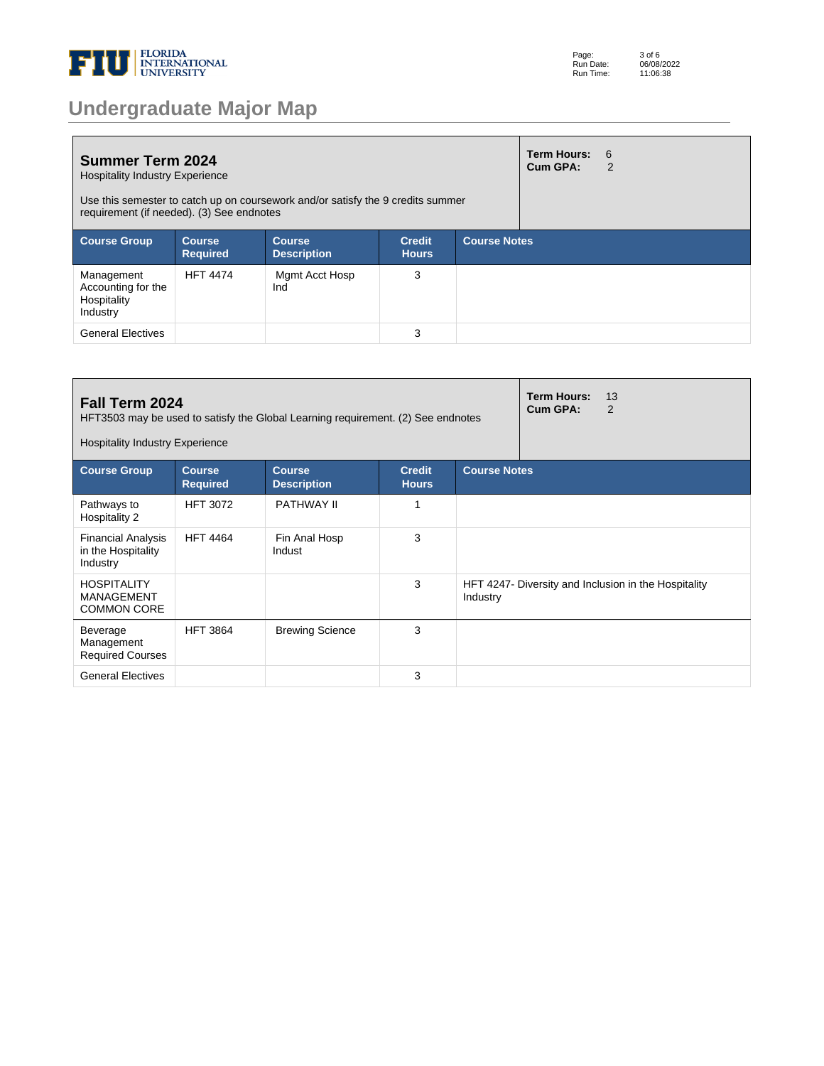# Undergraduate Major Map

## Summer Term 2024

Hospitality Industry Experience

Use this semester to catch up on coursework and/or satisfy the 9 credits summer requirement (if needed). (3) See endnotes

**Term Hours:** 6
**Cum GPA:** 2

| Course Group | Course Required | Course Description | Credit Hours | Course Notes |
|---|---|---|---|---|
| Management Accounting for the Hospitality Industry | HFT 4474 | Mgmt Acct Hosp Ind | 3 | |
| General Electives | | | 3 | |

## Fall Term 2024

HFT3503 may be used to satisfy the Global Learning requirement. (2) See endnotes

Hospitality Industry Experience

**Term Hours:** 13
**Cum GPA:** 2

| Course Group | Course Required | Course Description | Credit Hours | Course Notes |
|---|---|---|---|---|
| Pathways to Hospitality 2 | HFT 3072 | PATHWAY II | 1 | |
| Financial Analysis in the Hospitality Industry | HFT 4464 | Fin Anal Hosp Indust | 3 | |
| HOSPITALITY MANAGEMENT COMMON CORE | | | 3 | HFT 4247- Diversity and Inclusion in the Hospitality Industry |
| Beverage Management Required Courses | HFT 3864 | Brewing Science | 3 | |
| General Electives | | | 3 | |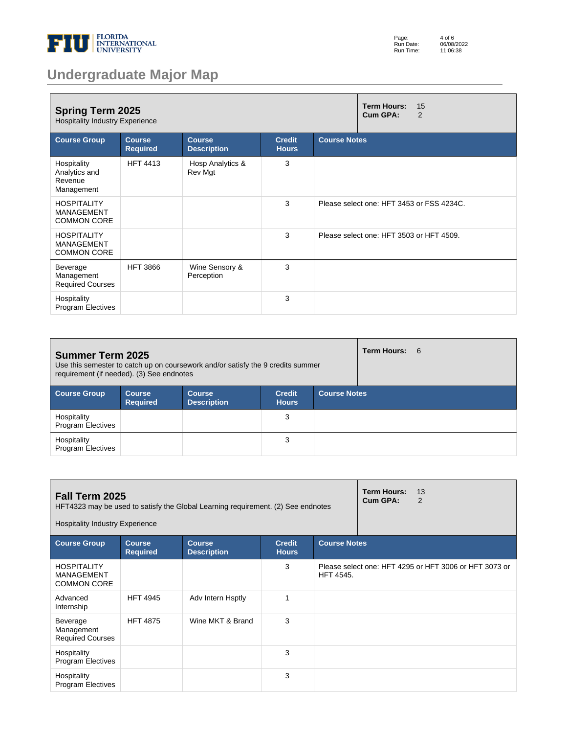# Undergraduate Major Map

## Spring Term 2025

Hospitality Industry Experience

**Term Hours:** 15
**Cum GPA:** 2

| Course Group | Course Required | Course Description | Credit Hours | Course Notes |
|---|---|---|---|---|
| Hospitality Analytics and Revenue Management | HFT 4413 | Hosp Analytics & Rev Mgt | 3 | |
| HOSPITALITY MANAGEMENT COMMON CORE | | | 3 | Please select one: HFT 3453 or FSS 4234C. |
| HOSPITALITY MANAGEMENT COMMON CORE | | | 3 | Please select one: HFT 3503 or HFT 4509. |
| Beverage Management Required Courses | HFT 3866 | Wine Sensory & Perception | 3 | |
| Hospitality Program Electives | | | 3 | |

## Summer Term 2025

Use this semester to catch up on coursework and/or satisfy the 9 credits summer requirement (if needed). (3) See endnotes

**Term Hours:** 6

| Course Group | Course Required | Course Description | Credit Hours | Course Notes |
|---|---|---|---|---|
| Hospitality Program Electives | | | 3 | |
| Hospitality Program Electives | | | 3 | |

## Fall Term 2025

HFT4323 may be used to satisfy the Global Learning requirement. (2) See endnotes

Hospitality Industry Experience

**Term Hours:** 13
**Cum GPA:** 2

| Course Group | Course Required | Course Description | Credit Hours | Course Notes |
|---|---|---|---|---|
| HOSPITALITY MANAGEMENT COMMON CORE | | | 3 | Please select one: HFT 4295 or HFT 3006 or HFT 3073 or HFT 4545. |
| Advanced Internship | HFT 4945 | Adv Intern Hsptly | 1 | |
| Beverage Management Required Courses | HFT 4875 | Wine MKT & Brand | 3 | |
| Hospitality Program Electives | | | 3 | |
| Hospitality Program Electives | | | 3 | |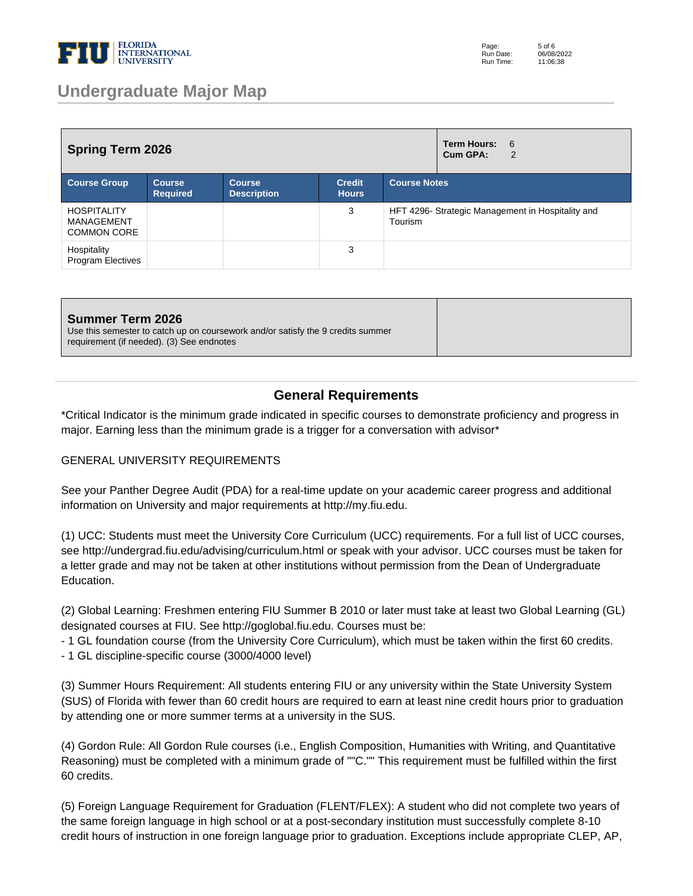## Spring Term 2026

**Term Hours:** 6
**Cum GPA:** 2

| Course Group | Course Required | Course Description | Credit Hours | Course Notes |
|---|---|---|---|---|
| HOSPITALITY MANAGEMENT COMMON CORE | | | 3 | HFT 4296- Strategic Management in Hospitality and Tourism |
| Hospitality Program Electives | | | 3 | |

## Summer Term 2026

Use this semester to catch up on coursework and/or satisfy the 9 credits summer requirement (if needed). (3) See endnotes

## General Requirements

*Critical Indicator is the minimum grade indicated in specific courses to demonstrate proficiency and progress in major. Earning less than the minimum grade is a trigger for a conversation with advisor*

GENERAL UNIVERSITY REQUIREMENTS

See your Panther Degree Audit (PDA) for a real-time update on your academic career progress and additional information on University and major requirements at http://my.fiu.edu.

(1) UCC: Students must meet the University Core Curriculum (UCC) requirements. For a full list of UCC courses, see http://undergrad.fiu.edu/advising/curriculum.html or speak with your advisor. UCC courses must be taken for a letter grade and may not be taken at other institutions without permission from the Dean of Undergraduate Education.

(2) Global Learning: Freshmen entering FIU Summer B 2010 or later must take at least two Global Learning (GL) designated courses at FIU. See http://goglobal.fiu.edu. Courses must be:
- 1 GL foundation course (from the University Core Curriculum), which must be taken within the first 60 credits.
- 1 GL discipline-specific course (3000/4000 level)

(3) Summer Hours Requirement: All students entering FIU or any university within the State University System (SUS) of Florida with fewer than 60 credit hours are required to earn at least nine credit hours prior to graduation by attending one or more summer terms at a university in the SUS.

(4) Gordon Rule: All Gordon Rule courses (i.e., English Composition, Humanities with Writing, and Quantitative Reasoning) must be completed with a minimum grade of ""C."" This requirement must be fulfilled within the first 60 credits.

(5) Foreign Language Requirement for Graduation (FLENT/FLEX): A student who did not complete two years of the same foreign language in high school or at a post-secondary institution must successfully complete 8-10 credit hours of instruction in one foreign language prior to graduation. Exceptions include appropriate CLEP, AP,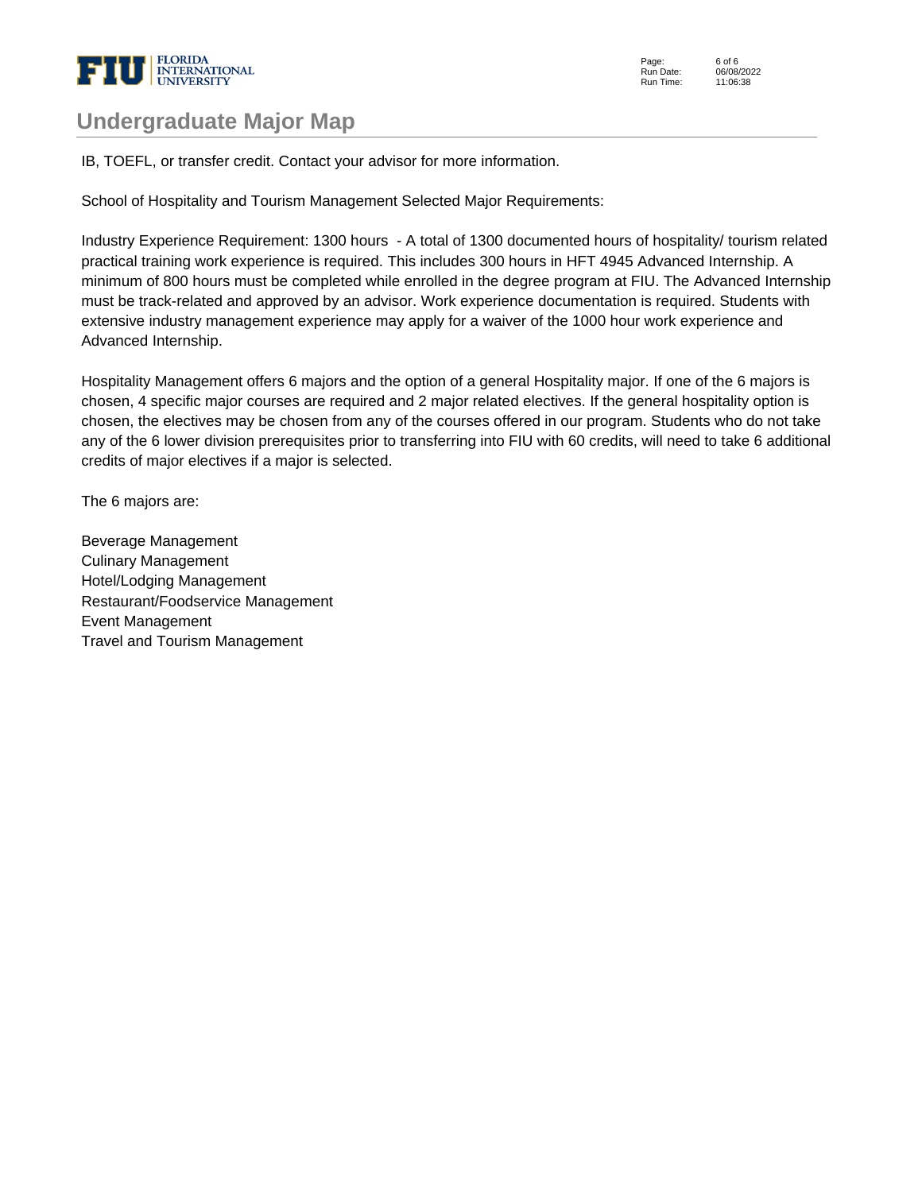# Undergraduate Major Map

IB, TOEFL, or transfer credit. Contact your advisor for more information.

School of Hospitality and Tourism Management Selected Major Requirements:

Industry Experience Requirement: 1300 hours - A total of 1300 documented hours of hospitality/ tourism related practical training work experience is required. This includes 300 hours in HFT 4945 Advanced Internship. A minimum of 800 hours must be completed while enrolled in the degree program at FIU. The Advanced Internship must be track-related and approved by an advisor. Work experience documentation is required. Students with extensive industry management experience may apply for a waiver of the 1000 hour work experience and Advanced Internship.

Hospitality Management offers 6 majors and the option of a general Hospitality major. If one of the 6 majors is chosen, 4 specific major courses are required and 2 major related electives. If the general hospitality option is chosen, the electives may be chosen from any of the courses offered in our program. Students who do not take any of the 6 lower division prerequisites prior to transferring into FIU with 60 credits, will need to take 6 additional credits of major electives if a major is selected.

The 6 majors are:

Beverage Management
Culinary Management
Hotel/Lodging Management
Restaurant/Foodservice Management
Event Management
Travel and Tourism Management